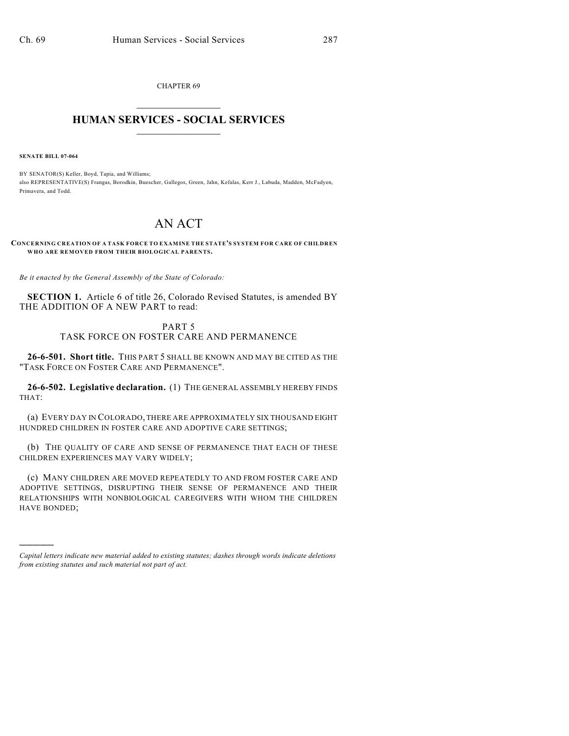CHAPTER 69

# HUMAN SERVICES - SOCIAL SERVICES

**SENATE BILL 07-064**

BY SENATOR(S) Keller, Boyd, Tapia, and Williams;
also REPRESENTATIVE(S) Frangas, Borodkin, Buescher, Gallegos, Green, Jahn, Kefalas, Kerr J., Labuda, Madden, McFadyen, Primavera, and Todd.

# AN ACT

**CONCERNING CREATION OF A TASK FORCE TO EXAMINE THE STATE'S SYSTEM FOR CARE OF CHILDREN WHO ARE REMOVED FROM THEIR BIOLOGICAL PARENTS.**

*Be it enacted by the General Assembly of the State of Colorado:*

**SECTION 1.** Article 6 of title 26, Colorado Revised Statutes, is amended BY THE ADDITION OF A NEW PART to read:

PART 5
TASK FORCE ON FOSTER CARE AND PERMANENCE

**26-6-501. Short title.** THIS PART 5 SHALL BE KNOWN AND MAY BE CITED AS THE "TASK FORCE ON FOSTER CARE AND PERMANENCE".

**26-6-502. Legislative declaration.** (1) THE GENERAL ASSEMBLY HEREBY FINDS THAT:

(a) EVERY DAY IN COLORADO, THERE ARE APPROXIMATELY SIX THOUSAND EIGHT HUNDRED CHILDREN IN FOSTER CARE AND ADOPTIVE CARE SETTINGS;

(b) THE QUALITY OF CARE AND SENSE OF PERMANENCE THAT EACH OF THESE CHILDREN EXPERIENCES MAY VARY WIDELY;

(c) MANY CHILDREN ARE MOVED REPEATEDLY TO AND FROM FOSTER CARE AND ADOPTIVE SETTINGS, DISRUPTING THEIR SENSE OF PERMANENCE AND THEIR RELATIONSHIPS WITH NONBIOLOGICAL CAREGIVERS WITH WHOM THE CHILDREN HAVE BONDED;

*Capital letters indicate new material added to existing statutes; dashes through words indicate deletions from existing statutes and such material not part of act.*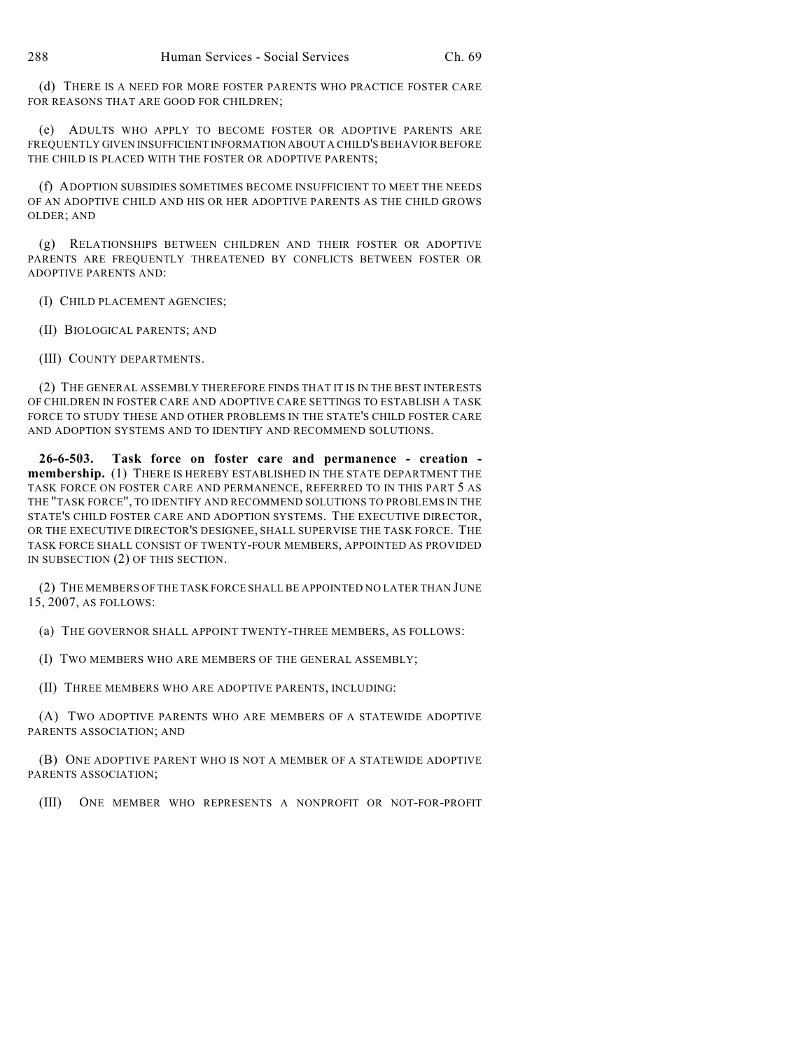(d) THERE IS A NEED FOR MORE FOSTER PARENTS WHO PRACTICE FOSTER CARE FOR REASONS THAT ARE GOOD FOR CHILDREN;

(e) ADULTS WHO APPLY TO BECOME FOSTER OR ADOPTIVE PARENTS ARE FREQUENTLY GIVEN INSUFFICIENT INFORMATION ABOUT A CHILD'S BEHAVIOR BEFORE THE CHILD IS PLACED WITH THE FOSTER OR ADOPTIVE PARENTS;

(f) ADOPTION SUBSIDIES SOMETIMES BECOME INSUFFICIENT TO MEET THE NEEDS OF AN ADOPTIVE CHILD AND HIS OR HER ADOPTIVE PARENTS AS THE CHILD GROWS OLDER; AND

(g) RELATIONSHIPS BETWEEN CHILDREN AND THEIR FOSTER OR ADOPTIVE PARENTS ARE FREQUENTLY THREATENED BY CONFLICTS BETWEEN FOSTER OR ADOPTIVE PARENTS AND:

(I) CHILD PLACEMENT AGENCIES;

(II) BIOLOGICAL PARENTS; AND

(III) COUNTY DEPARTMENTS.

(2) THE GENERAL ASSEMBLY THEREFORE FINDS THAT IT IS IN THE BEST INTERESTS OF CHILDREN IN FOSTER CARE AND ADOPTIVE CARE SETTINGS TO ESTABLISH A TASK FORCE TO STUDY THESE AND OTHER PROBLEMS IN THE STATE'S CHILD FOSTER CARE AND ADOPTION SYSTEMS AND TO IDENTIFY AND RECOMMEND SOLUTIONS.

**26-6-503. Task force on foster care and permanence - creation - membership.** (1) THERE IS HEREBY ESTABLISHED IN THE STATE DEPARTMENT THE TASK FORCE ON FOSTER CARE AND PERMANENCE, REFERRED TO IN THIS PART 5 AS THE "TASK FORCE", TO IDENTIFY AND RECOMMEND SOLUTIONS TO PROBLEMS IN THE STATE'S CHILD FOSTER CARE AND ADOPTION SYSTEMS. THE EXECUTIVE DIRECTOR, OR THE EXECUTIVE DIRECTOR'S DESIGNEE, SHALL SUPERVISE THE TASK FORCE. THE TASK FORCE SHALL CONSIST OF TWENTY-FOUR MEMBERS, APPOINTED AS PROVIDED IN SUBSECTION (2) OF THIS SECTION.

(2) THE MEMBERS OF THE TASK FORCE SHALL BE APPOINTED NO LATER THAN JUNE 15, 2007, AS FOLLOWS:

(a) THE GOVERNOR SHALL APPOINT TWENTY-THREE MEMBERS, AS FOLLOWS:

(I) TWO MEMBERS WHO ARE MEMBERS OF THE GENERAL ASSEMBLY;

(II) THREE MEMBERS WHO ARE ADOPTIVE PARENTS, INCLUDING:

(A) TWO ADOPTIVE PARENTS WHO ARE MEMBERS OF A STATEWIDE ADOPTIVE PARENTS ASSOCIATION; AND

(B) ONE ADOPTIVE PARENT WHO IS NOT A MEMBER OF A STATEWIDE ADOPTIVE PARENTS ASSOCIATION;

(III) ONE MEMBER WHO REPRESENTS A NONPROFIT OR NOT-FOR-PROFIT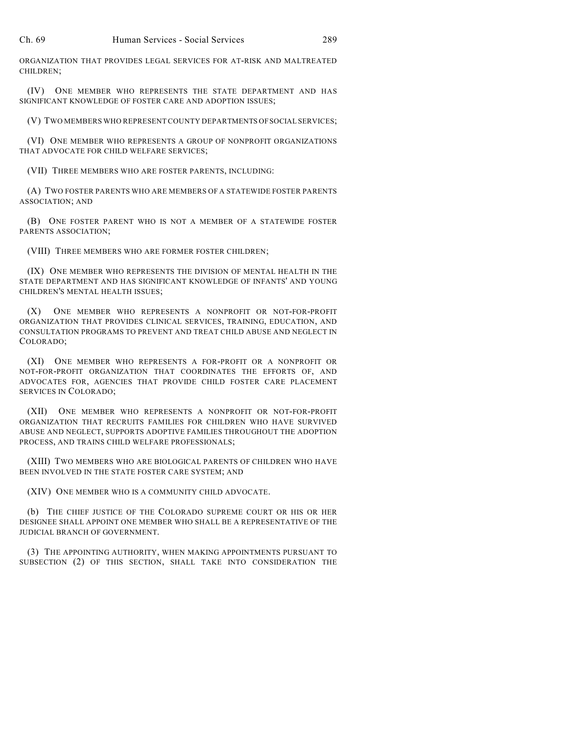ORGANIZATION THAT PROVIDES LEGAL SERVICES FOR AT-RISK AND MALTREATED CHILDREN;

(IV) ONE MEMBER WHO REPRESENTS THE STATE DEPARTMENT AND HAS SIGNIFICANT KNOWLEDGE OF FOSTER CARE AND ADOPTION ISSUES;

(V) TWO MEMBERS WHO REPRESENT COUNTY DEPARTMENTS OF SOCIAL SERVICES;

(VI) ONE MEMBER WHO REPRESENTS A GROUP OF NONPROFIT ORGANIZATIONS THAT ADVOCATE FOR CHILD WELFARE SERVICES;

(VII) THREE MEMBERS WHO ARE FOSTER PARENTS, INCLUDING:

(A) TWO FOSTER PARENTS WHO ARE MEMBERS OF A STATEWIDE FOSTER PARENTS ASSOCIATION; AND

(B) ONE FOSTER PARENT WHO IS NOT A MEMBER OF A STATEWIDE FOSTER PARENTS ASSOCIATION;

(VIII) THREE MEMBERS WHO ARE FORMER FOSTER CHILDREN;

(IX) ONE MEMBER WHO REPRESENTS THE DIVISION OF MENTAL HEALTH IN THE STATE DEPARTMENT AND HAS SIGNIFICANT KNOWLEDGE OF INFANTS' AND YOUNG CHILDREN'S MENTAL HEALTH ISSUES;

(X) ONE MEMBER WHO REPRESENTS A NONPROFIT OR NOT-FOR-PROFIT ORGANIZATION THAT PROVIDES CLINICAL SERVICES, TRAINING, EDUCATION, AND CONSULTATION PROGRAMS TO PREVENT AND TREAT CHILD ABUSE AND NEGLECT IN COLORADO;

(XI) ONE MEMBER WHO REPRESENTS A FOR-PROFIT OR A NONPROFIT OR NOT-FOR-PROFIT ORGANIZATION THAT COORDINATES THE EFFORTS OF, AND ADVOCATES FOR, AGENCIES THAT PROVIDE CHILD FOSTER CARE PLACEMENT SERVICES IN COLORADO;

(XII) ONE MEMBER WHO REPRESENTS A NONPROFIT OR NOT-FOR-PROFIT ORGANIZATION THAT RECRUITS FAMILIES FOR CHILDREN WHO HAVE SURVIVED ABUSE AND NEGLECT, SUPPORTS ADOPTIVE FAMILIES THROUGHOUT THE ADOPTION PROCESS, AND TRAINS CHILD WELFARE PROFESSIONALS;

(XIII) TWO MEMBERS WHO ARE BIOLOGICAL PARENTS OF CHILDREN WHO HAVE BEEN INVOLVED IN THE STATE FOSTER CARE SYSTEM; AND

(XIV) ONE MEMBER WHO IS A COMMUNITY CHILD ADVOCATE.

(b) THE CHIEF JUSTICE OF THE COLORADO SUPREME COURT OR HIS OR HER DESIGNEE SHALL APPOINT ONE MEMBER WHO SHALL BE A REPRESENTATIVE OF THE JUDICIAL BRANCH OF GOVERNMENT.

(3) THE APPOINTING AUTHORITY, WHEN MAKING APPOINTMENTS PURSUANT TO SUBSECTION (2) OF THIS SECTION, SHALL TAKE INTO CONSIDERATION THE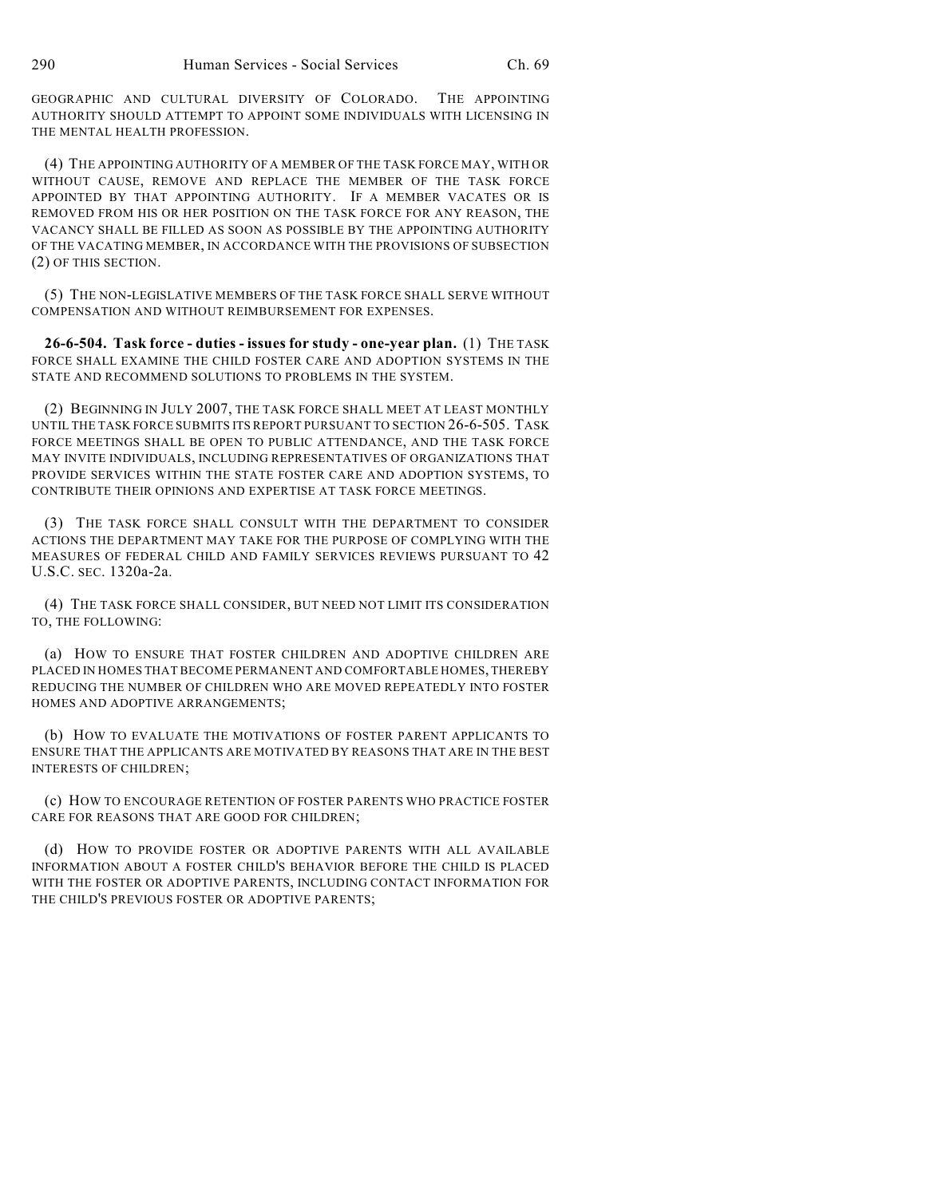GEOGRAPHIC AND CULTURAL DIVERSITY OF COLORADO. THE APPOINTING AUTHORITY SHOULD ATTEMPT TO APPOINT SOME INDIVIDUALS WITH LICENSING IN THE MENTAL HEALTH PROFESSION.

(4) THE APPOINTING AUTHORITY OF A MEMBER OF THE TASK FORCE MAY, WITH OR WITHOUT CAUSE, REMOVE AND REPLACE THE MEMBER OF THE TASK FORCE APPOINTED BY THAT APPOINTING AUTHORITY. IF A MEMBER VACATES OR IS REMOVED FROM HIS OR HER POSITION ON THE TASK FORCE FOR ANY REASON, THE VACANCY SHALL BE FILLED AS SOON AS POSSIBLE BY THE APPOINTING AUTHORITY OF THE VACATING MEMBER, IN ACCORDANCE WITH THE PROVISIONS OF SUBSECTION (2) OF THIS SECTION.

(5) THE NON-LEGISLATIVE MEMBERS OF THE TASK FORCE SHALL SERVE WITHOUT COMPENSATION AND WITHOUT REIMBURSEMENT FOR EXPENSES.

**26-6-504. Task force - duties - issues for study - one-year plan.** (1) THE TASK FORCE SHALL EXAMINE THE CHILD FOSTER CARE AND ADOPTION SYSTEMS IN THE STATE AND RECOMMEND SOLUTIONS TO PROBLEMS IN THE SYSTEM.

(2) BEGINNING IN JULY 2007, THE TASK FORCE SHALL MEET AT LEAST MONTHLY UNTIL THE TASK FORCE SUBMITS ITS REPORT PURSUANT TO SECTION 26-6-505. TASK FORCE MEETINGS SHALL BE OPEN TO PUBLIC ATTENDANCE, AND THE TASK FORCE MAY INVITE INDIVIDUALS, INCLUDING REPRESENTATIVES OF ORGANIZATIONS THAT PROVIDE SERVICES WITHIN THE STATE FOSTER CARE AND ADOPTION SYSTEMS, TO CONTRIBUTE THEIR OPINIONS AND EXPERTISE AT TASK FORCE MEETINGS.

(3) THE TASK FORCE SHALL CONSULT WITH THE DEPARTMENT TO CONSIDER ACTIONS THE DEPARTMENT MAY TAKE FOR THE PURPOSE OF COMPLYING WITH THE MEASURES OF FEDERAL CHILD AND FAMILY SERVICES REVIEWS PURSUANT TO 42 U.S.C. SEC. 1320a-2a.

(4) THE TASK FORCE SHALL CONSIDER, BUT NEED NOT LIMIT ITS CONSIDERATION TO, THE FOLLOWING:

(a) HOW TO ENSURE THAT FOSTER CHILDREN AND ADOPTIVE CHILDREN ARE PLACED IN HOMES THAT BECOME PERMANENT AND COMFORTABLE HOMES, THEREBY REDUCING THE NUMBER OF CHILDREN WHO ARE MOVED REPEATEDLY INTO FOSTER HOMES AND ADOPTIVE ARRANGEMENTS;

(b) HOW TO EVALUATE THE MOTIVATIONS OF FOSTER PARENT APPLICANTS TO ENSURE THAT THE APPLICANTS ARE MOTIVATED BY REASONS THAT ARE IN THE BEST INTERESTS OF CHILDREN;

(c) HOW TO ENCOURAGE RETENTION OF FOSTER PARENTS WHO PRACTICE FOSTER CARE FOR REASONS THAT ARE GOOD FOR CHILDREN;

(d) HOW TO PROVIDE FOSTER OR ADOPTIVE PARENTS WITH ALL AVAILABLE INFORMATION ABOUT A FOSTER CHILD'S BEHAVIOR BEFORE THE CHILD IS PLACED WITH THE FOSTER OR ADOPTIVE PARENTS, INCLUDING CONTACT INFORMATION FOR THE CHILD'S PREVIOUS FOSTER OR ADOPTIVE PARENTS;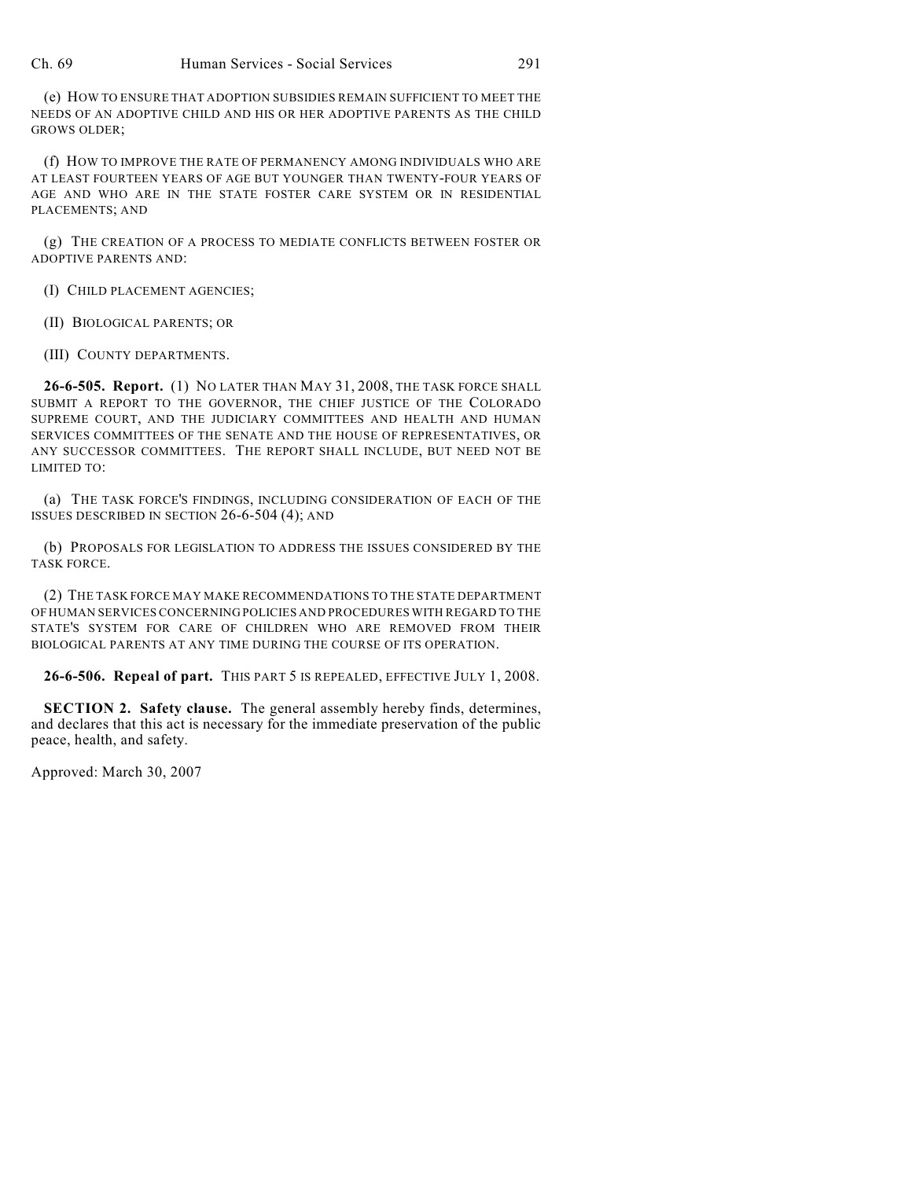(e) HOW TO ENSURE THAT ADOPTION SUBSIDIES REMAIN SUFFICIENT TO MEET THE NEEDS OF AN ADOPTIVE CHILD AND HIS OR HER ADOPTIVE PARENTS AS THE CHILD GROWS OLDER;

(f) HOW TO IMPROVE THE RATE OF PERMANENCY AMONG INDIVIDUALS WHO ARE AT LEAST FOURTEEN YEARS OF AGE BUT YOUNGER THAN TWENTY-FOUR YEARS OF AGE AND WHO ARE IN THE STATE FOSTER CARE SYSTEM OR IN RESIDENTIAL PLACEMENTS; AND

(g) THE CREATION OF A PROCESS TO MEDIATE CONFLICTS BETWEEN FOSTER OR ADOPTIVE PARENTS AND:

(I) CHILD PLACEMENT AGENCIES;

(II) BIOLOGICAL PARENTS; OR

(III) COUNTY DEPARTMENTS.

**26-6-505. Report.** (1) NO LATER THAN MAY 31, 2008, THE TASK FORCE SHALL SUBMIT A REPORT TO THE GOVERNOR, THE CHIEF JUSTICE OF THE COLORADO SUPREME COURT, AND THE JUDICIARY COMMITTEES AND HEALTH AND HUMAN SERVICES COMMITTEES OF THE SENATE AND THE HOUSE OF REPRESENTATIVES, OR ANY SUCCESSOR COMMITTEES. THE REPORT SHALL INCLUDE, BUT NEED NOT BE LIMITED TO:

(a) THE TASK FORCE'S FINDINGS, INCLUDING CONSIDERATION OF EACH OF THE ISSUES DESCRIBED IN SECTION 26-6-504 (4); AND

(b) PROPOSALS FOR LEGISLATION TO ADDRESS THE ISSUES CONSIDERED BY THE TASK FORCE.

(2) THE TASK FORCE MAY MAKE RECOMMENDATIONS TO THE STATE DEPARTMENT OF HUMAN SERVICES CONCERNING POLICIES AND PROCEDURES WITH REGARD TO THE STATE'S SYSTEM FOR CARE OF CHILDREN WHO ARE REMOVED FROM THEIR BIOLOGICAL PARENTS AT ANY TIME DURING THE COURSE OF ITS OPERATION.

**26-6-506. Repeal of part.** THIS PART 5 IS REPEALED, EFFECTIVE JULY 1, 2008.

**SECTION 2. Safety clause.** The general assembly hereby finds, determines, and declares that this act is necessary for the immediate preservation of the public peace, health, and safety.

Approved: March 30, 2007